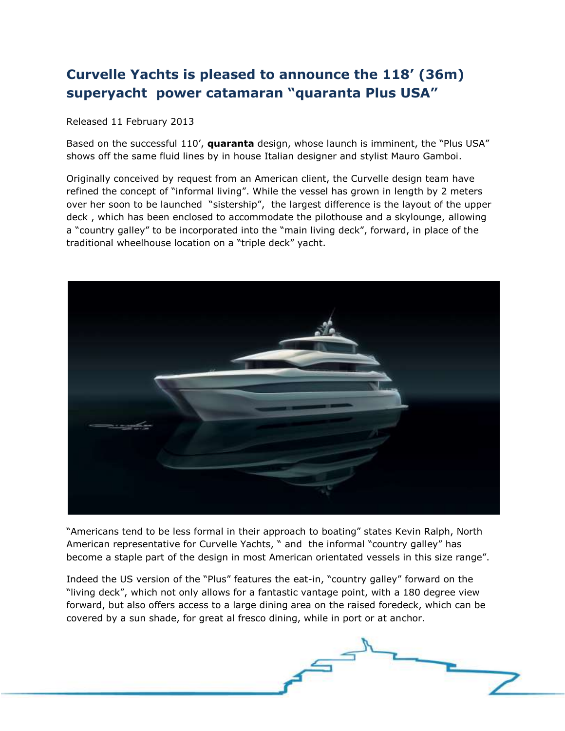# Curvelle Yachts is pleased to announce the 118' (36m) superyacht power catamaran "quaranta Plus USA"

Released 11 February 2013

Based on the successful 110', **quaranta** design, whose launch is imminent, the "Plus USA" shows off the same fluid lines by in house Italian designer and stylist Mauro Gamboi.

Originally conceived by request from an American client, the Curvelle design team have refined the concept of "informal living". While the vessel has grown in length by 2 meters over her soon to be launched "sistership", the largest difference is the layout of the upper deck , which has been enclosed to accommodate the pilothouse and a skylounge, allowing a "country galley" to be incorporated into the "main living deck", forward, in place of the traditional wheelhouse location on a "triple deck" yacht.

"Americans tend to be less formal in their approach to boating" states Kevin Ralph, North American representative for Curvelle Yachts, " and the informal "country galley" has become a staple part of the design in most American orientated vessels in this size range".

Indeed the US version of the "Plus" features the eat-in, "country galley" forward on the "living deck", which not only allows for a fantastic vantage point, with a 180 degree view forward, but also offers access to a large dining area on the raised foredeck, which can be covered by a sun shade, for great al fresco dining, while in port or at anchor.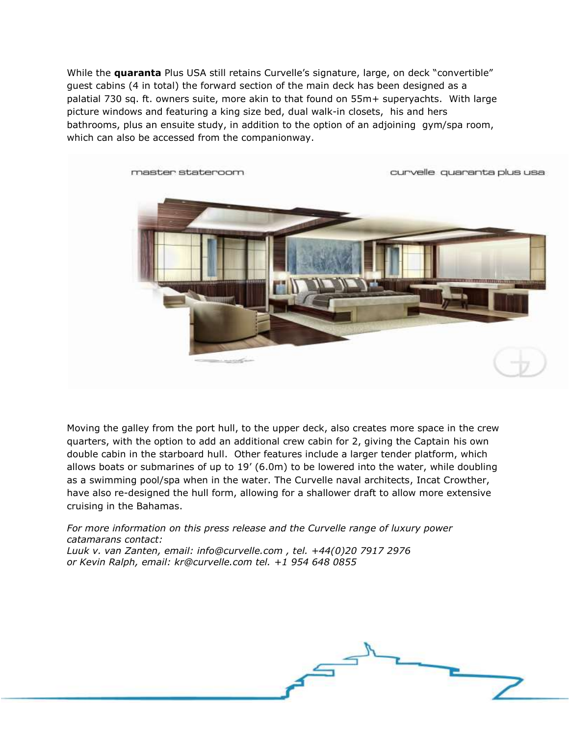While the **quaranta** Plus USA still retains Curvelle's signature, large, on deck "convertible" guest cabins (4 in total) the forward section of the main deck has been designed as a palatial 730 sq. ft. owners suite, more akin to that found on 55m+ superyachts. With large picture windows and featuring a king size bed, dual walk-in closets, his and hers bathrooms, plus an ensuite study, in addition to the option of an adjoining gym/spa room, which can also be accessed from the companionway.

master stateroom

curvelle quaranta plus usa

Moving the galley from the port hull, to the upper deck, also creates more space in the crew quarters, with the option to add an additional crew cabin for 2, giving the Captain his own double cabin in the starboard hull. Other features include a larger tender platform, which allows boats or submarines of up to 19' (6.0m) to be lowered into the water, while doubling as a swimming pool/spa when in the water. The Curvelle naval architects, Incat Crowther, have also re-designed the hull form, allowing for a shallower draft to allow more extensive cruising in the Bahamas.

*For more information on this press release and the Curvelle range of luxury power catamarans contact:*
*Luuk v. van Zanten, email: info@curvelle.com , tel. +44(0)20 7917 2976*
*or Kevin Ralph, email: kr@curvelle.com tel. +1 954 648 0855*